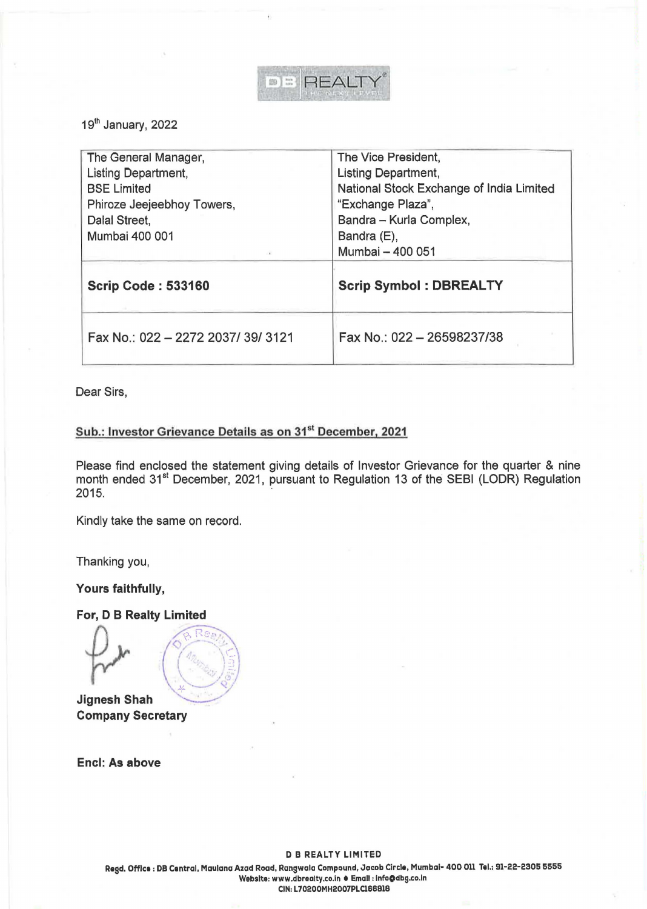19th January, 2022

| The General Manager,<br>Listing Department,<br>BSE Limited<br>Phiroze Jeejeebhoy Towers,<br>Dalal Street,<br>Mumbai 400 001 | The Vice President,<br>Listing Department,<br>National Stock Exchange of India Limited<br>"Exchange Plaza",<br>Bandra – Kurla Complex,<br>Bandra (E),<br>Mumbai – 400 051 |
|---|---|
| **Scrip Code : 533160** | **Scrip Symbol : DBREALTY** |
| Fax No.: 022 – 2272 2037/ 39/ 3121 | Fax No.: 022 – 26598237/38 |

Dear Sirs,

**Sub.: Investor Grievance Details as on 31st December, 2021**

Please find enclosed the statement giving details of Investor Grievance for the quarter & nine month ended 31st December, 2021, pursuant to Regulation 13 of the SEBI (LODR) Regulation 2015.

Kindly take the same on record.

Thanking you,

**Yours faithfully,**

**For, D B Realty Limited**

**Jignesh Shah**
**Company Secretary**

**Encl: As above**

**D B REALTY LIMITED**
Regd. Office : DB Central, Maulana Azad Road, Rangwala Compound, Jacob Circle, Mumbai- 400 011 Tel.: 91-22-2305 5555
Website: www.dbrealty.co.in • Email : info@dbg.co.in
CIN: L70200MH2007PLC166818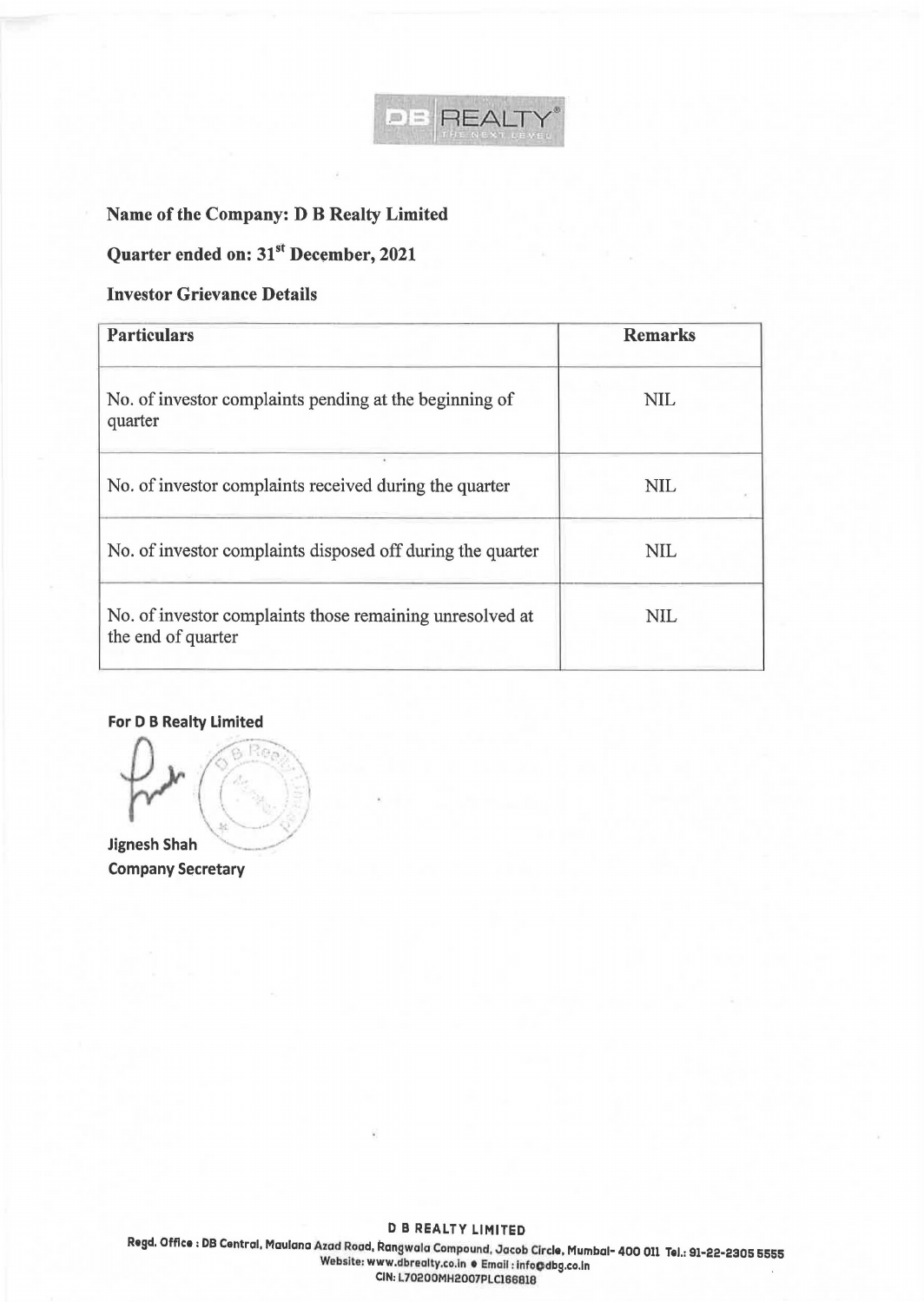**Name of the Company: D B Realty Limited**

**Quarter ended on: 31st December, 2021**

**Investor Grievance Details**

| Particulars | Remarks |
| --- | --- |
| No. of investor complaints pending at the beginning of quarter | NIL |
| No. of investor complaints received during the quarter | NIL |
| No. of investor complaints disposed off during the quarter | NIL |
| No. of investor complaints those remaining unresolved at the end of quarter | NIL |

**For D B Realty Limited**

**Jignesh Shah**
**Company Secretary**

**D B REALTY LIMITED**
Regd. Office : DB Central, Maulana Azad Road, Rangwala Compound, Jacob Circle, Mumbai- 400 011 Tel.: 91-22-2305 5555
Website: www.dbrealty.co.in • Email : info@dbg.co.in
CIN: L70200MH2007PLC166818